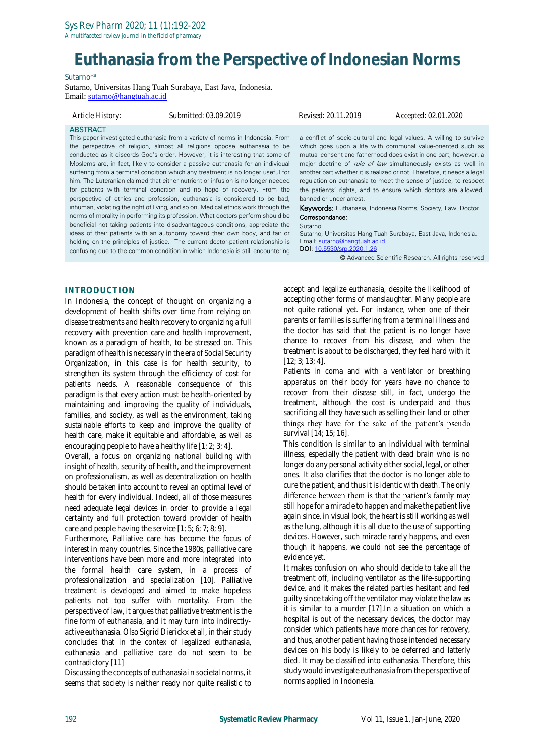# Euthanasia from the Perspective of Indonesian Norms

Sutarno*[a]

Sutarno, Universitas Hang Tuah Surabaya, East Java, Indonesia.
Email: sutarno@hangtuah.ac.id

Article History: Submitted: 03.09.2019 Revised: 20.11.2019 Accepted: 02.01.2020

## ABSTRACT

This paper investigated euthanasia from a variety of norms in Indonesia. From the perspective of religion, almost all religions oppose euthanasia to be conducted as it discords God's order. However, it is interesting that some of Moslems are, in fact, likely to consider a passive euthanasia for an individual suffering from a terminal condition which any treatment is no longer useful for him. The Luteranian claimed that either nutrient or infusion is no longer needed for patients with terminal condition and no hope of recovery. From the perspective of ethics and profession, euthanasia is considered to be bad, inhuman, violating the right of living, and so on. Medical ethics work through the norms of morality in performing its profession. What doctors perform should be beneficial not taking patients into disadvantageous conditions, appreciate the ideas of their patients with an autonomy toward their own body, and fair or holding on the principles of justice. The current doctor-patient relationship is confusing due to the common condition in which Indonesia is still encountering a conflict of socio-cultural and legal values. A willing to survive which goes upon a life with communal value-oriented such as mutual consent and fatherhood does exist in one part, however, a major doctrine of *rule of law* simultaneously exists as well in another part whether it is realized or not. Therefore, it needs a legal regulation on euthanasia to meet the sense of justice, to respect the patients' rights, and to ensure which doctors are allowed, banned or under arrest.

**Keywords:** Euthanasia, Indonesia Norms, Society, Law, Doctor.

**Correspondance:**
Sutarno
Sutarno, Universitas Hang Tuah Surabaya, East Java, Indonesia.
Email: sutarno@hangtuah.ac.id
**DOI:** 10.5530/srp.2020.1.26

© Advanced Scientific Research. All rights reserved

## INTRODUCTION

In Indonesia, the concept of thought on organizing a development of health shifts over time from relying on disease treatments and health recovery to organizing a full recovery with prevention care and health improvement, known as a paradigm of health, to be stressed on. This paradigm of health is necessary in the era of Social Security Organization, in this case is for health security, to strengthen its system through the efficiency of cost for patients needs. A reasonable consequence of this paradigm is that every action must be health-oriented by maintaining and improving the quality of individuals, families, and society, as well as the environment, taking sustainable efforts to keep and improve the quality of health care, make it equitable and affordable, as well as encouraging people to have a healthy life [1; 2; 3; 4].

Overall, a focus on organizing national building with insight of health, security of health, and the improvement on professionalism, as well as decentralization on health should be taken into account to reveal an optimal level of health for every individual. Indeed, all of those measures need adequate legal devices in order to provide a legal certainty and full protection toward provider of health care and people having the service [1; 5; 6; 7; 8; 9].

Furthermore, Palliative care has become the focus of interest in many countries. Since the 1980s, palliative care interventions have been more and more integrated into the formal health care system, in a process of professionalization and specialization [10]. Palliative treatment is developed and aimed to make hopeless patients not too suffer with mortality. From the perspective of law, it argues that palliative treatment is the fine form of euthanasia, and it may turn into indirectly-active euthanasia. Olso Sigrid Dierickx et all, in their study concludes that in the contex of legalized euthanasia, euthanasia and palliative care do not seem to be contradictory [11]

Discussing the concepts of euthanasia in societal norms, it seems that society is neither ready nor quite realistic to accept and legalize euthanasia, despite the likelihood of accepting other forms of manslaughter. Many people are not quite rational yet. For instance, when one of their parents or families is suffering from a terminal illness and the doctor has said that the patient is no longer have chance to recover from his disease, and when the treatment is about to be discharged, they feel hard with it [12; 3; 13; 4].

Patients in coma and with a ventilator or breathing apparatus on their body for years have no chance to recover from their disease still, in fact, undergo the treatment, although the cost is underpaid and thus sacrificing all they have such as selling their land or other things they have for the sake of the patient's pseudo survival [14; 15; 16].

This condition is similar to an individual with terminal illness, especially the patient with dead brain who is no longer do any personal activity either social, legal, or other ones. It also clarifies that the doctor is no longer able to cure the patient, and thus it is identic with death. The only difference between them is that the patient's family may still hope for a miracle to happen and make the patient live again since, in visual look, the heart is still working as well as the lung, although it is all due to the use of supporting devices. However, such miracle rarely happens, and even though it happens, we could not see the percentage of evidence yet.

It makes confusion on who should decide to take all the treatment off, including ventilator as the life-supporting device, and it makes the related parties hesitant and feel guilty since taking off the ventilator may violate the law as it is similar to a murder [17].In a situation on which a hospital is out of the necessary devices, the doctor may consider which patients have more chances for recovery, and thus, another patient having those intended necessary devices on his body is likely to be deferred and latterly died. It may be classified into euthanasia. Therefore, this study would investigate euthanasia from the perspective of norms applied in Indonesia.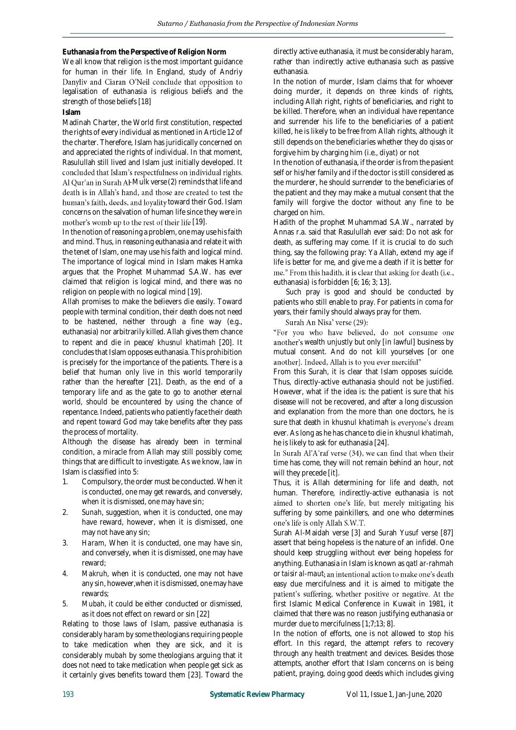**Euthanasia from the Perspective of Religion Norm**

We all know that religion is the most important guidance for human in their life. In England, study of Andriy Danyliv and Ciaran O'Neil conclude that opposition to legalisation of euthanasia is religious beliefs and the strength of those beliefs [18]

**Islam**

Madinah Charter, the World first constitution, respected the rights of every individual as mentioned in Article 12 of the charter. Therefore, Islam has juridically concerned on and appreciated the rights of individual. In that moment, Rasulullah still lived and Islam just initially developed. It concluded that Islam's respectfulness on individual rights. Al Qur'an in Surah Al-Mulk verse (2) reminds that life and death is in Allah's hand, and those are created to test the human's faith, deeds, and loyality toward their God. Islam concerns on the salvation of human life since they were in mother's womb up to the rest of their life [19].

In the notion of reasoning a problem, one may use his faith and mind. Thus, in reasoning euthanasia and relate it with the tenet of Islam, one may use his faith and logical mind. The importance of logical mind in Islam makes Hamka argues that the Prophet Muhammad S.A.W. has ever claimed that religion is logical mind, and there was no religion on people with no logical mind [19].

Allah promises to make the believers die easily. Toward people with terminal condition, their death does not need to be hastened, neither through a fine way (e.g., euthanasia) nor arbitrarily killed. Allah gives them chance to repent and die in peace/ *khusnul khatimah* [20]. It concludes that Islam opposes euthanasia. This prohibition is precisely for the importance of the patients. There is a belief that human only live in this world temporarily rather than the hereafter [21]. Death, as the end of a temporary life and as the gate to go to another eternal world, should be encountered by using the chance of repentance. Indeed, patients who patiently face their death and repent toward God may take benefits after they pass the process of mortality.

Although the disease has already been in terminal condition, a miracle from Allah may still possibly come; things that are difficult to investigate. As we know, law in Islam is classified into 5:

1. Compulsory, the order must be conducted. When it is conducted, one may get rewards, and conversely, when it is dismissed, one may have sin;
2. *Sunah*, suggestion, when it is conducted, one may have reward, however, when it is dismissed, one may not have any sin;
3. *Haram*, When it is conducted, one may have sin, and conversely, when it is dismissed, one may have reward;
4. *Makruh*, when it is conducted, one may not have any sin, however,when it is dismissed, one may have rewards;
5. *Mubah*, it could be either conducted or dismissed, as it does not effect on reward or sin [22]

Relating to those laws of Islam, passive euthanasia is considerably *haram* by some theologians requiring people to take medication when they are sick, and it is considerably *mubah* by some theologians arguing that it does not need to take medication when people get sick as it certainly gives benefits toward them [23]. Toward the directly active euthanasia, it must be considerably *haram*, rather than indirectly active euthanasia such as passive euthanasia.

In the notion of murder, Islam claims that for whoever doing murder, it depends on three kinds of rights, including Allah right, rights of beneficiaries, and right to be killed. Therefore, when an individual have repentance and surrender his life to the beneficiaries of a patient killed, he is likely to be free from Allah rights, although it still depends on the beneficiaries whether they do *qisas* or forgive him by charging him (i.e., *diyat*) or not

In the notion of euthanasia, if the order is from the pasient self or his/her family and if the doctor is still considered as the murderer, he should surrender to the beneficiaries of the patient and they may make a mutual consent that the family will forgive the doctor without any fine to be charged on him.

Hadith of the prophet Muhammad S.A.W., narrated by Annas r.a. said that Rasulullah ever said: Do not ask for death, as suffering may come. If it is crucial to do such thing, say the following pray: Ya Allah, extend my age if life is better for me, and give me a death if it is better for me." From this hadith, it is clear that asking for death (i.e., euthanasia) is forbidden [6; 16; 3; 13].

Such pray is good and should be conducted by patients who still enable to pray. For patients in coma for years, their family should always pray for them.

Surah An Nisa' verse (29):

"For you who have believed, do not consume one another's wealth unjustly but only [in lawful] business by mutual consent. And do not kill yourselves [or one another]. Indeed, Allah is to you ever merciful"

From this Surah, it is clear that Islam opposes suicide. Thus, directly-active euthanasia should not be justified. However, what if the idea is: the patient is sure that his disease will not be recovered, and after a long discussion and explanation from the more than one doctors, he is sure that death in *khusnul khatimah* is everyone's dream ever. As long as he has chance to die in *khusnul khatimah*, he is likely to ask for euthanasia [24].

In Surah Al'A'raf verse (34), we can find that when their time has come, they will not remain behind an hour, not will they precede [it].

Thus, it is Allah determining for life and death, not human. Therefore, indirectly-active euthanasia is not aimed to shorten one's life, but merely mitigating his suffering by some painkillers, and one who determines one's life is only Allah S.W.T.

Surah Al-Maidah verse [3] and Surah Yusuf verse [87] assert that being hopeless is the nature of an infidel. One should keep struggling without ever being hopeless for anything. Euthanasia in Islam is known as *qatl ar-rahmah* or *taisir al-maut*; an intentional action to make one's death easy due mercifulness and it is aimed to mitigate the patient's suffering, whether positive or negative. At the first Islamic Medical Conference in Kuwait in 1981, it claimed that there was no reason justifying euthanasia or murder due to mercifulness [1;7;13; 8].

In the notion of efforts, one is not allowed to stop his effort. In this regard, the attempt refers to recovery through any health treatment and devices. Besides those attempts, another effort that Islam concerns on is being patient, praying, doing good deeds which includes giving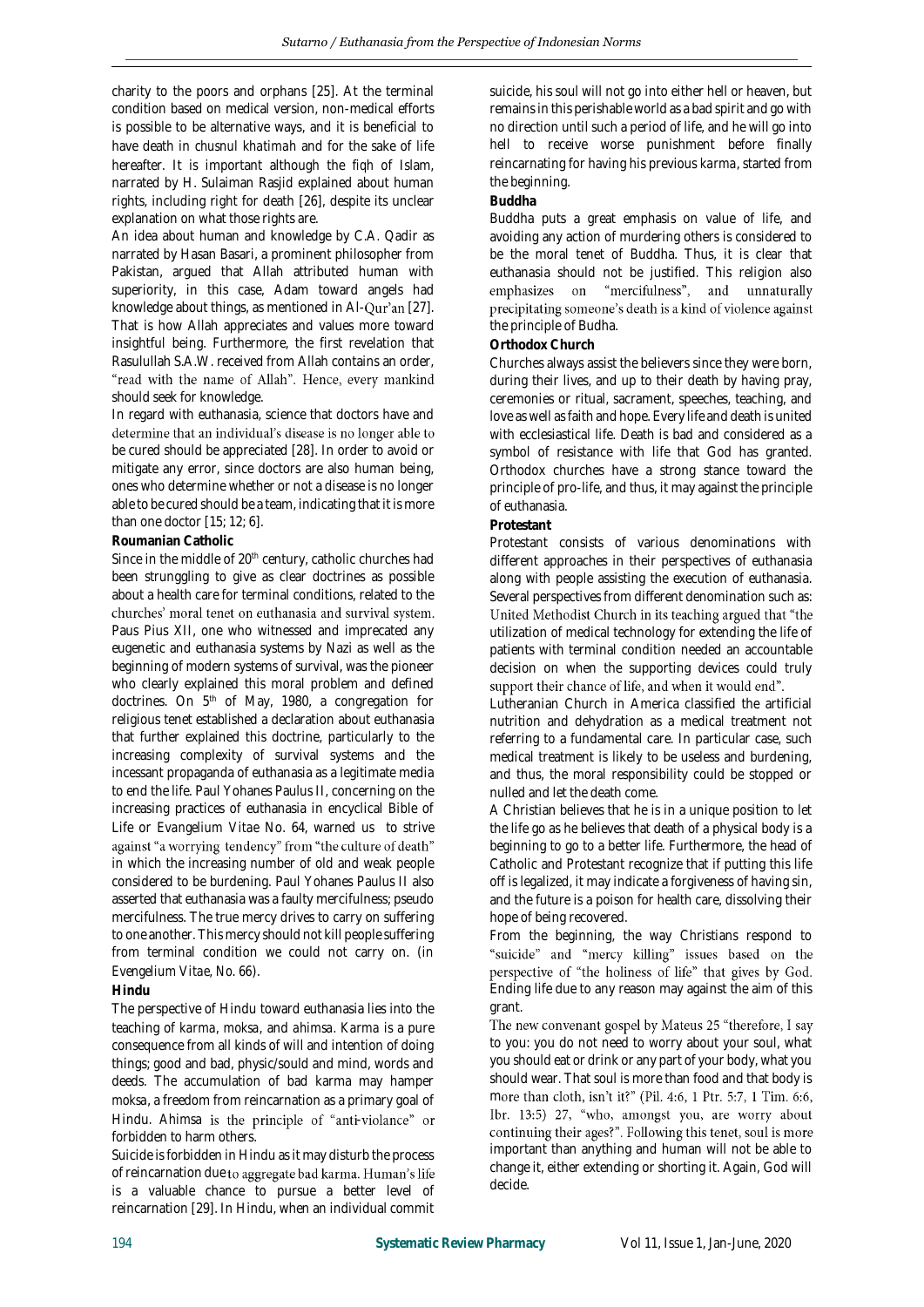charity to the poors and orphans [25]. At the terminal condition based on medical version, non-medical efforts is possible to be alternative ways, and it is beneficial to have death in *chusnul khatimah* and for the sake of life hereafter. It is important although the *fiqh* of Islam, narrated by H. Sulaiman Rasjid explained about human rights, including right for death [26], despite its unclear explanation on what those rights are.

An idea about human and knowledge by C.A. Qadir as narrated by Hasan Basari, a prominent philosopher from Pakistan, argued that Allah attributed human with superiority, in this case, Adam toward angels had knowledge about things, as mentioned in Al-Qur'an [27]. That is how Allah appreciates and values more toward insightful being. Furthermore, the first revelation that Rasulullah S.A.W. received from Allah contains an order, "read with the name of Allah". Hence, every mankind should seek for knowledge.

In regard with euthanasia, science that doctors have and determine that an individual's disease is no longer able to be cured should be appreciated [28]. In order to avoid or mitigate any error, since doctors are also human being, ones who determine whether or not a disease is no longer able to be cured should be a team, indicating that it is more than one doctor [15; 12; 6].

**Roumanian Catholic**

Since in the middle of 20th century, catholic churches had been strunggling to give as clear doctrines as possible about a health care for terminal conditions, related to the churches' moral tenet on euthanasia and survival system. Paus Pius XII, one who witnessed and imprecated any eugenetic and euthanasia systems by Nazi as well as the beginning of modern systems of survival, was the pioneer who clearly explained this moral problem and defined doctrines. On 5th of May, 1980, a congregation for religious tenet established a declaration about euthanasia that further explained this doctrine, particularly to the increasing complexity of survival systems and the incessant propaganda of euthanasia as a legitimate media to end the life. Paul Yohanes Paulus II, concerning on the increasing practices of euthanasia in encyclical Bible of Life or *Evangelium Vitae* No. 64, warned us to strive against "a worrying tendency" from "the culture of death" in which the increasing number of old and weak people considered to be burdening. Paul Yohanes Paulus II also asserted that euthanasia was a faulty mercifulness; pseudo mercifulness. The true mercy drives to carry on suffering to one another. This mercy should not kill people suffering from terminal condition we could not carry on. (in *Evengelium Vitae*, No. 66).

**Hindu**

The perspective of Hindu toward euthanasia lies into the teaching of *karma*, *moksa*, and *ahimsa*. *Karma* is a pure consequence from all kinds of will and intention of doing things; good and bad, physic/sould and mind, words and deeds. The accumulation of bad karma may hamper *moksa*, a freedom from reincarnation as a primary goal of Hindu. *Ahimsa* is the principle of "anti-violance" or forbidden to harm others.

Suicide is forbidden in Hindu as it may disturb the process of reincarnation due to aggregate bad karma. Human's life is a valuable chance to pursue a better level of reincarnation [29]. In Hindu, when an individual commit suicide, his soul will not go into either hell or heaven, but remains in this perishable world as a bad spirit and go with no direction until such a period of life, and he will go into hell to receive worse punishment before finally reincarnating for having his previous *karma*, started from the beginning.

**Buddha**

Buddha puts a great emphasis on value of life, and avoiding any action of murdering others is considered to be the moral tenet of Buddha. Thus, it is clear that euthanasia should not be justified. This religion also emphasizes on "mercifulness", and unnaturally precipitating someone's death is a kind of violence against the principle of Budha.

**Orthodox Church**

Churches always assist the believers since they were born, during their lives, and up to their death by having pray, ceremonies or ritual, sacrament, speeches, teaching, and love as well as faith and hope. Every life and death is united with ecclesiastical life. Death is bad and considered as a symbol of resistance with life that God has granted. Orthodox churches have a strong stance toward the principle of pro-life, and thus, it may against the principle of euthanasia.

**Protestant**

Protestant consists of various denominations with different approaches in their perspectives of euthanasia along with people assisting the execution of euthanasia. Several perspectives from different denomination such as: United Methodist Church in its teaching argued that "the utilization of medical technology for extending the life of patients with terminal condition needed an accountable decision on when the supporting devices could truly support their chance of life, and when it would end".

Lutheranian Church in America classified the artificial nutrition and dehydration as a medical treatment not referring to a fundamental care. In particular case, such medical treatment is likely to be useless and burdening, and thus, the moral responsibility could be stopped or nulled and let the death come.

A Christian believes that he is in a unique position to let the life go as he believes that death of a physical body is a beginning to go to a better life. Furthermore, the head of Catholic and Protestant recognize that if putting this life off is legalized, it may indicate a forgiveness of having sin, and the future is a poison for health care, dissolving their hope of being recovered.

From the beginning, the way Christians respond to "suicide" and "mercy killing" issues based on the perspective of "the holiness of life" that gives by God. Ending life due to any reason may against the aim of this grant.

The new convenant gospel by Mateus 25 "therefore, I say to you: you do not need to worry about your soul, what you should eat or drink or any part of your body, what you should wear. That soul is more than food and that body is more than cloth, isn't it?" (Pil. 4:6, 1 Ptr. 5:7, 1 Tim. 6:6, Ibr. 13:5) 27, "who, amongst you, are worry about continuing their ages?". Following this tenet, soul is more important than anything and human will not be able to change it, either extending or shorting it. Again, God will decide.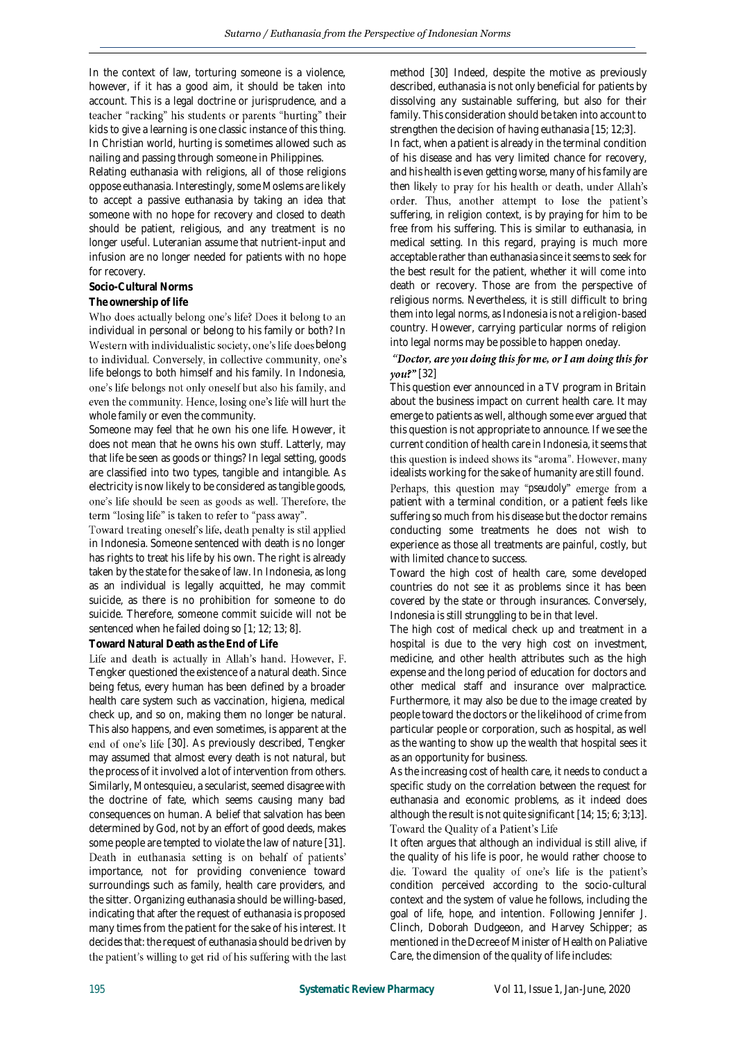In the context of law, torturing someone is a violence, however, if it has a good aim, it should be taken into account. This is a legal doctrine or jurisprudence, and a teacher "racking" his students or parents "hurting" their kids to give a learning is one classic instance of this thing. In Christian world, hurting is sometimes allowed such as nailing and passing through someone in Philippines.

Relating euthanasia with religions, all of those religions oppose euthanasia. Interestingly, some Moslems are likely to accept a passive euthanasia by taking an idea that someone with no hope for recovery and closed to death should be patient, religious, and any treatment is no longer useful. Luteranian assume that nutrient-input and infusion are no longer needed for patients with no hope for recovery.

**Socio-Cultural Norms**

**The ownership of life**

Who does actually belong one's life? Does it belong to an individual in personal or belong to his family or both? In Western with individualistic society, one's life does belong to individual. Conversely, in collective community, one's life belongs to both himself and his family. In Indonesia, one's life belongs not only oneself but also his family, and even the community. Hence, losing one's life will hurt the whole family or even the community.

Someone may feel that he own his one life. However, it does not mean that he owns his own stuff. Latterly, may that life be seen as goods or things? In legal setting, goods are classified into two types, tangible and intangible. As electricity is now likely to be considered as tangible goods, one's life should be seen as goods as well. Therefore, the term "losing life" is taken to refer to "pass away".

Toward treating oneself's life, death penalty is stil applied in Indonesia. Someone sentenced with death is no longer has rights to treat his life by his own. The right is already taken by the state for the sake of law. In Indonesia, as long as an individual is legally acquitted, he may commit suicide, as there is no prohibition for someone to do suicide. Therefore, someone commit suicide will not be sentenced when he failed doing so [1; 12; 13; 8].

**Toward Natural Death as the End of Life**

Life and death is actually in Allah's hand. However, F. Tengker questioned the existence of a natural death. Since being fetus, every human has been defined by a broader health care system such as vaccination, higiena, medical check up, and so on, making them no longer be natural. This also happens, and even sometimes, is apparent at the end of one's life [30]. As previously described, Tengker may assumed that almost every death is not natural, but the process of it involved a lot of intervention from others. Similarly, Montesquieu, a secularist, seemed disagree with the doctrine of fate, which seems causing many bad consequences on human. A belief that salvation has been determined by God, not by an effort of good deeds, makes some people are tempted to violate the law of nature [31].

Death in euthanasia setting is on behalf of patients' importance, not for providing convenience toward surroundings such as family, health care providers, and the sitter. Organizing euthanasia should be willing-based, indicating that after the request of euthanasia is proposed many times from the patient for the sake of his interest. It decides that: the request of euthanasia should be driven by the patient's willing to get rid of his suffering with the last method [30] Indeed, despite the motive as previously described, euthanasia is not only beneficial for patients by dissolving any sustainable suffering, but also for their family. This consideration should be taken into account to strengthen the decision of having euthanasia [15; 12;3].

In fact, when a patient is already in the terminal condition of his disease and has very limited chance for recovery, and his health is even getting worse, many of his family are then likely to pray for his health or death, under Allah's order. Thus, another attempt to lose the patient's suffering, in religion context, is by praying for him to be free from his suffering. This is similar to euthanasia, in medical setting. In this regard, praying is much more acceptable rather than euthanasia since it seems to seek for the best result for the patient, whether it will come into death or recovery. Those are from the perspective of religious norms. Nevertheless, it is still difficult to bring them into legal norms, as Indonesia is not a religion-based country. However, carrying particular norms of religion into legal norms may be possible to happen oneday.

***"Doctor, are you doing this for me, or I am doing this for you?"*** [32]

This question ever announced in a TV program in Britain about the business impact on current health care. It may emerge to patients as well, although some ever argued that this question is not appropriate to announce. If we see the current condition of health care in Indonesia, it seems that this question is indeed shows its "aroma". However, many idealists working for the sake of humanity are still found.

Perhaps, this question may "*pseudoly*" emerge from a patient with a terminal condition, or a patient feels like suffering so much from his disease but the doctor remains conducting some treatments he does not wish to experience as those all treatments are painful, costly, but with limited chance to success.

Toward the high cost of health care, some developed countries do not see it as problems since it has been covered by the state or through insurances. Conversely, Indonesia is still strunggling to be in that level.

The high cost of medical check up and treatment in a hospital is due to the very high cost on investment, medicine, and other health attributes such as the high expense and the long period of education for doctors and other medical staff and insurance over malpractice. Furthermore, it may also be due to the image created by people toward the doctors or the likelihood of crime from particular people or corporation, such as hospital, as well as the wanting to show up the wealth that hospital sees it as an opportunity for business.

As the increasing cost of health care, it needs to conduct a specific study on the correlation between the request for euthanasia and economic problems, as it indeed does although the result is not quite significant [14; 15; 6; 3;13].

**Toward the Quality of a Patient's Life**

It often argues that although an individual is still alive, if the quality of his life is poor, he would rather choose to die. Toward the quality of one's life is the patient's condition perceived according to the socio-cultural context and the system of value he follows, including the goal of life, hope, and intention. Following Jennifer J. Clinch, Doborah Dudgeeon, and Harvey Schipper; as mentioned in the Decree of Minister of Health on Paliative Care, the dimension of the quality of life includes: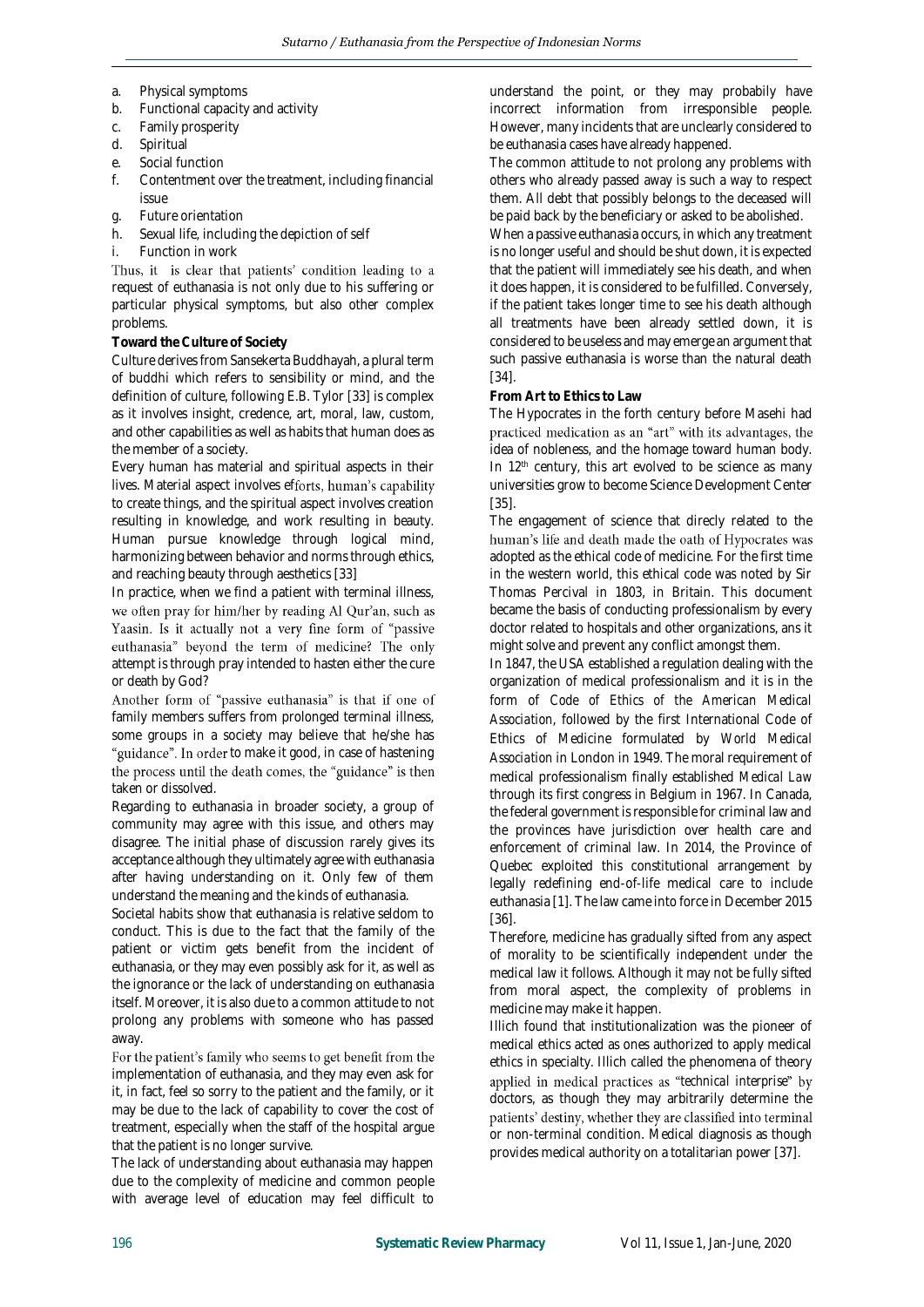a. Physical symptoms
b. Functional capacity and activity
c. Family prosperity
d. Spiritual
e. Social function
f. Contentment over the treatment, including financial issue
g. Future orientation
h. Sexual life, including the depiction of self
i. Function in work

Thus, it is clear that patients' condition leading to a request of euthanasia is not only due to his suffering or particular physical symptoms, but also other complex problems.

**Toward the Culture of Society**

Culture derives from Sansekerta Buddhayah, a plural term of buddhi which refers to sensibility or mind, and the definition of culture, following E.B. Tylor [33] is complex as it involves insight, credence, art, moral, law, custom, and other capabilities as well as habits that human does as the member of a society.

Every human has material and spiritual aspects in their lives. Material aspect involves efforts, human's capability to create things, and the spiritual aspect involves creation resulting in knowledge, and work resulting in beauty. Human pursue knowledge through logical mind, harmonizing between behavior and norms through ethics, and reaching beauty through aesthetics [33]

In practice, when we find a patient with terminal illness, we often pray for him/her by reading Al Qur'an, such as Yaasin. Is it actually not a very fine form of "passive euthanasia" beyond the term of medicine? The only attempt is through pray intended to hasten either the cure or death by God?

Another form of "passive euthanasia" is that if one of family members suffers from prolonged terminal illness, some groups in a society may believe that he/she has "guidance". In order to make it good, in case of hastening the process until the death comes, the "guidance" is then taken or dissolved.

Regarding to euthanasia in broader society, a group of community may agree with this issue, and others may disagree. The initial phase of discussion rarely gives its acceptance although they ultimately agree with euthanasia after having understanding on it. Only few of them understand the meaning and the kinds of euthanasia.

Societal habits show that euthanasia is relative seldom to conduct. This is due to the fact that the family of the patient or victim gets benefit from the incident of euthanasia, or they may even possibly ask for it, as well as the ignorance or the lack of understanding on euthanasia itself. Moreover, it is also due to a common attitude to not prolong any problems with someone who has passed away.

For the patient's family who seems to get benefit from the implementation of euthanasia, and they may even ask for it, in fact, feel so sorry to the patient and the family, or it may be due to the lack of capability to cover the cost of treatment, especially when the staff of the hospital argue that the patient is no longer survive.

The lack of understanding about euthanasia may happen due to the complexity of medicine and common people with average level of education may feel difficult to understand the point, or they may probabily have incorrect information from irresponsible people. However, many incidents that are unclearly considered to be euthanasia cases have already happened.

The common attitude to not prolong any problems with others who already passed away is such a way to respect them. All debt that possibly belongs to the deceased will be paid back by the beneficiary or asked to be abolished.

When a passive euthanasia occurs, in which any treatment is no longer useful and should be shut down, it is expected that the patient will immediately see his death, and when it does happen, it is considered to be fulfilled. Conversely, if the patient takes longer time to see his death although all treatments have been already settled down, it is considered to be useless and may emerge an argument that such passive euthanasia is worse than the natural death [34].

**From Art to Ethics to Law**

The Hypocrates in the forth century before Masehi had practiced medication as an "art" with its advantages, the idea of nobleness, and the homage toward human body. In 12[th] century, this art evolved to be science as many universities grow to become Science Development Center [35].

The engagement of science that direcly related to the human's life and death made the oath of Hypocrates was adopted as the ethical code of medicine. For the first time in the western world, this ethical code was noted by Sir Thomas Percival in 1803, in Britain. This document became the basis of conducting professionalism by every doctor related to hospitals and other organizations, ans it might solve and prevent any conflict amongst them.

In 1847, the USA established a regulation dealing with the organization of medical professionalism and it is in the form of *Code of Ethics of the American Medical Association*, followed by the first International Code of Ethics of Medicine formulated by *World Medical Association* in London in 1949. The moral requirement of medical professionalism finally established *Medical Law* through its first congress in Belgium in 1967. In Canada, the federal government is responsible for criminal law and the provinces have jurisdiction over health care and enforcement of criminal law. In 2014, the Province of Quebec exploited this constitutional arrangement by legally redefining end-of-life medical care to include euthanasia [1]. The law came into force in December 2015 [36].

Therefore, medicine has gradually sifted from any aspect of morality to be scientifically independent under the medical law it follows. Although it may not be fully sifted from moral aspect, the complexity of problems in medicine may make it happen.

Illich found that institutionalization was the pioneer of medical ethics acted as ones authorized to apply medical ethics in specialty. Illich called the phenomena of theory applied in medical practices as "technical interprise" by doctors, as though they may arbitrarily determine the patients' destiny, whether they are classified into terminal or non-terminal condition. Medical diagnosis as though provides medical authority on a totalitarian power [37].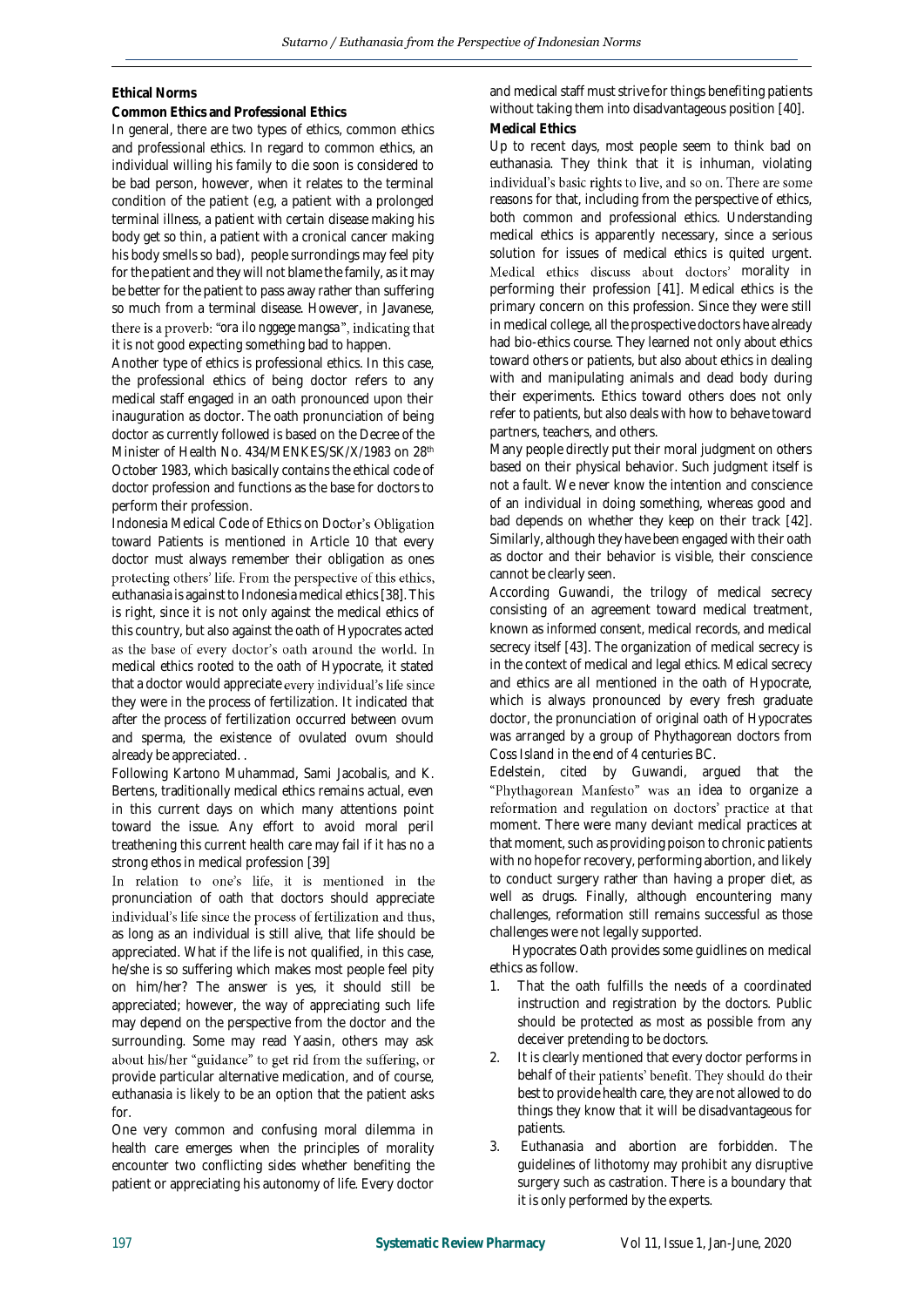**Ethical Norms**

**Common Ethics and Professional Ethics**

In general, there are two types of ethics, common ethics and professional ethics. In regard to common ethics, an individual willing his family to die soon is considered to be bad person, however, when it relates to the terminal condition of the patient (e.g, a patient with a prolonged terminal illness, a patient with certain disease making his body get so thin, a patient with a cronical cancer making his body smells so bad), people surrondings may feel pity for the patient and they will not blame the family, as it may be better for the patient to pass away rather than suffering so much from a terminal disease. However, in Javanese, there is a proverb: "*ora ilo nggege mangsa*", indicating that it is not good expecting something bad to happen.

Another type of ethics is professional ethics. In this case, the professional ethics of being doctor refers to any medical staff engaged in an oath pronounced upon their inauguration as doctor. The oath pronunciation of being doctor as currently followed is based on the Decree of the Minister of Health No. 434/MENKES/SK/X/1983 on 28th October 1983, which basically contains the ethical code of doctor profession and functions as the base for doctors to perform their profession.

Indonesia Medical Code of Ethics on Doctor's Obligation toward Patients is mentioned in Article 10 that every doctor must always remember their obligation as ones protecting others' life. From the perspective of this ethics, euthanasia is against to Indonesia medical ethics [38]. This is right, since it is not only against the medical ethics of this country, but also against the oath of Hypocrates acted as the base of every doctor's oath around the world. In medical ethics rooted to the oath of Hypocrate, it stated that a doctor would appreciate every individual's life since they were in the process of fertilization. It indicated that after the process of fertilization occurred between ovum and sperma, the existence of ovulated ovum should already be appreciated. .

Following Kartono Muhammad, Sami Jacobalis, and K. Bertens, traditionally medical ethics remains actual, even in this current days on which many attentions point toward the issue. Any effort to avoid moral peril treathening this current health care may fail if it has no a strong ethos in medical profession [39]

In relation to one's life, it is mentioned in the pronunciation of oath that doctors should appreciate individual's life since the process of fertilization and thus, as long as an individual is still alive, that life should be appreciated. What if the life is not qualified, in this case, he/she is so suffering which makes most people feel pity on him/her? The answer is yes, it should still be appreciated; however, the way of appreciating such life may depend on the perspective from the doctor and the surrounding. Some may read Yaasin, others may ask about his/her "guidance" to get rid from the suffering, or provide particular alternative medication, and of course, euthanasia is likely to be an option that the patient asks for.

One very common and confusing moral dilemma in health care emerges when the principles of morality encounter two conflicting sides whether benefiting the patient or appreciating his autonomy of life. Every doctor and medical staff must strive for things benefiting patients without taking them into disadvantageous position [40].

**Medical Ethics**

Up to recent days, most people seem to think bad on euthanasia. They think that it is inhuman, violating individual's basic rights to live, and so on. There are some reasons for that, including from the perspective of ethics, both common and professional ethics. Understanding medical ethics is apparently necessary, since a serious solution for issues of medical ethics is quited urgent. Medical ethics discuss about doctors' morality in performing their profession [41]. Medical ethics is the primary concern on this profession. Since they were still in medical college, all the prospective doctors have already had bio-ethics course. They learned not only about ethics toward others or patients, but also about ethics in dealing with and manipulating animals and dead body during their experiments. Ethics toward others does not only refer to patients, but also deals with how to behave toward partners, teachers, and others.

Many people directly put their moral judgment on others based on their physical behavior. Such judgment itself is not a fault. We never know the intention and conscience of an individual in doing something, whereas good and bad depends on whether they keep on their track [42]. Similarly, although they have been engaged with their oath as doctor and their behavior is visible, their conscience cannot be clearly seen.

According Guwandi, the trilogy of medical secrecy consisting of an agreement toward medical treatment, known as *informed consent*, medical records, and medical secrecy itself [43]. The organization of medical secrecy is in the context of medical and legal ethics. Medical secrecy and ethics are all mentioned in the oath of Hypocrate, which is always pronounced by every fresh graduate doctor, the pronunciation of original oath of Hypocrates was arranged by a group of Phythagorean doctors from Coss Island in the end of 4 centuries BC.

Edelstein, cited by Guwandi, argued that the "Phythagorean Manfesto" was an idea to organize a reformation and regulation on doctors' practice at that moment. There were many deviant medical practices at that moment, such as providing poison to chronic patients with no hope for recovery, performing abortion, and likely to conduct surgery rather than having a proper diet, as well as drugs. Finally, although encountering many challenges, reformation still remains successful as those challenges were not legally supported.

Hypocrates Oath provides some guidlines on medical ethics as follow.

1. That the oath fulfills the needs of a coordinated instruction and registration by the doctors. Public should be protected as most as possible from any deceiver pretending to be doctors.
2. It is clearly mentioned that every doctor performs in behalf of their patients' benefit. They should do their best to provide health care, they are not allowed to do things they know that it will be disadvantageous for patients.
3. Euthanasia and abortion are forbidden. The guidelines of lithotomy may prohibit any disruptive surgery such as castration. There is a boundary that it is only performed by the experts.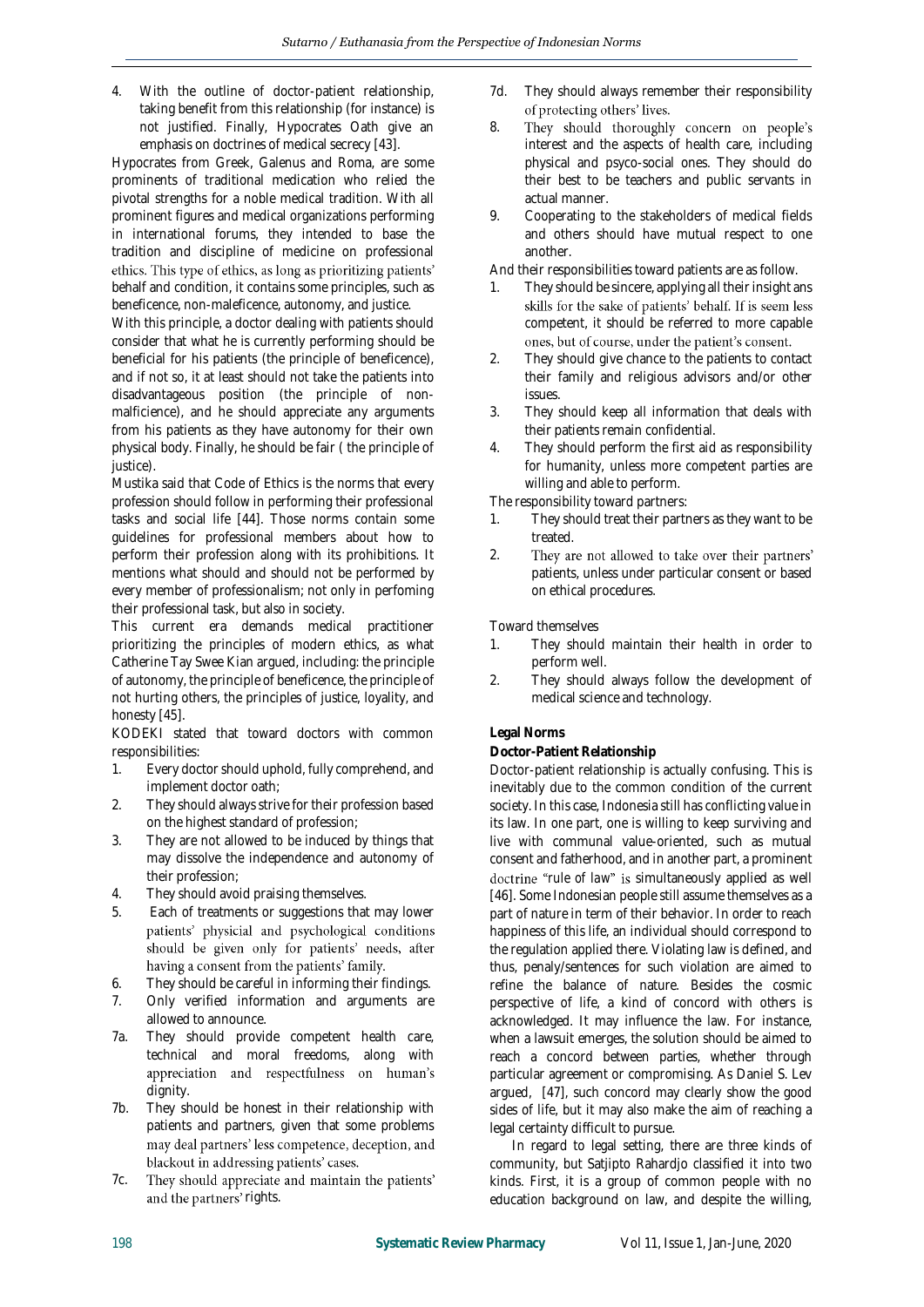4. With the outline of doctor-patient relationship, taking benefit from this relationship (for instance) is not justified. Finally, Hypocrates Oath give an emphasis on doctrines of medical secrecy [43].

Hypocrates from Greek, Galenus and Roma, are some prominents of traditional medication who relied the pivotal strengths for a noble medical tradition. With all prominent figures and medical organizations performing in international forums, they intended to base the tradition and discipline of medicine on professional ethics. This type of ethics, as long as prioritizing patients' behalf and condition, it contains some principles, such as beneficence, non-maleficence, autonomy, and justice.

With this principle, a doctor dealing with patients should consider that what he is currently performing should be beneficial for his patients (the principle of beneficence), and if not so, it at least should not take the patients into disadvantageous position (the principle of non-malficience), and he should appreciate any arguments from his patients as they have autonomy for their own physical body. Finally, he should be fair ( the principle of justice).

Mustika said that Code of Ethics is the norms that every profession should follow in performing their professional tasks and social life [44]. Those norms contain some guidelines for professional members about how to perform their profession along with its prohibitions. It mentions what should and should not be performed by every member of professionalism; not only in perfoming their professional task, but also in society.

This current era demands medical practitioner prioritizing the principles of modern ethics, as what Catherine Tay Swee Kian argued, including: the principle of autonomy, the principle of beneficence, the principle of not hurting others, the principles of justice, loyality, and honesty [45].

KODEKI stated that toward doctors with common responsibilities:

1. Every doctor should uphold, fully comprehend, and implement doctor oath;
2. They should always strive for their profession based on the highest standard of profession;
3. They are not allowed to be induced by things that may dissolve the independence and autonomy of their profession;
4. They should avoid praising themselves.
5. Each of treatments or suggestions that may lower patients' physicial and psychological conditions should be given only for patients' needs, after having a consent from the patients' family.
6. They should be careful in informing their findings.
7. Only verified information and arguments are allowed to announce.

7a. They should provide competent health care, technical and moral freedoms, along with appreciation and respectfulness on human's dignity.

7b. They should be honest in their relationship with patients and partners, given that some problems may deal partners' less competence, deception, and blackout in addressing patients' cases.

7c. They should appreciate and maintain the patients' and the partners' rights.

7d. They should always remember their responsibility of protecting others' lives.

8. They should thoroughly concern on people's interest and the aspects of health care, including physical and psyco-social ones. They should do their best to be teachers and public servants in actual manner.
9. Cooperating to the stakeholders of medical fields and others should have mutual respect to one another.

And their responsibilities toward patients are as follow.

1. They should be sincere, applying all their insight ans skills for the sake of patients' behalf. If is seem less competent, it should be referred to more capable ones, but of course, under the patient's consent.
2. They should give chance to the patients to contact their family and religious advisors and/or other issues.
3. They should keep all information that deals with their patients remain confidential.
4. They should perform the first aid as responsibility for humanity, unless more competent parties are willing and able to perform.

The responsibility toward partners:

1. They should treat their partners as they want to be treated.
2. They are not allowed to take over their partners' patients, unless under particular consent or based on ethical procedures.

Toward themselves

1. They should maintain their health in order to perform well.
2. They should always follow the development of medical science and technology.

## Legal Norms

### Doctor-Patient Relationship

Doctor-patient relationship is actually confusing. This is inevitably due to the common condition of the current society. In this case, Indonesia still has conflicting value in its law. In one part, one is willing to keep surviving and live with communal value-oriented, such as mutual consent and fatherhood, and in another part, a prominent doctrine "rule of law" is simultaneously applied as well [46]. Some Indonesian people still assume themselves as a part of nature in term of their behavior. In order to reach happiness of this life, an individual should correspond to the regulation applied there. Violating law is defined, and thus, penaly/sentences for such violation are aimed to refine the balance of nature. Besides the cosmic perspective of life, a kind of concord with others is acknowledged. It may influence the law. For instance, when a lawsuit emerges, the solution should be aimed to reach a concord between parties, whether through particular agreement or compromising. As Daniel S. Lev argued, [47], such concord may clearly show the good sides of life, but it may also make the aim of reaching a legal certainty difficult to pursue.

In regard to legal setting, there are three kinds of community, but Satjipto Rahardjo classified it into two kinds. First, it is a group of common people with no education background on law, and despite the willing,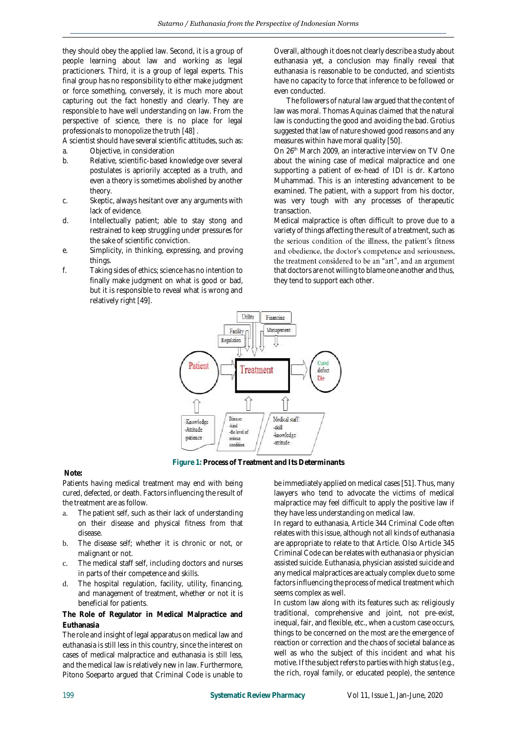they should obey the applied law. Second, it is a group of people learning about law and working as legal practicioners. Third, it is a group of legal experts. This final group has no responsibility to either make judgment or force something, conversely, it is much more about capturing out the fact honestly and clearly. They are responsible to have well understanding on law. From the perspective of science, there is no place for legal professionals to monopolize the truth [48] .

A scientist should have several scientific attitudes, such as:

a. Objective, in consideration
b. Relative, scientific-based knowledge over several postulates is apriorily accepted as a truth, and even a theory is sometimes abolished by another theory.
c. Skeptic, always hesitant over any arguments with lack of evidence.
d. Intellectually patient; able to stay stong and restrained to keep struggling under pressures for the sake of scientific conviction.
e. Simplicity, in thinking, expressing, and proving things.
f. Taking sides of ethics; science has no intention to finally make judgment on what is good or bad, but it is responsible to reveal what is wrong and relatively right [49].

Overall, although it does not clearly describe a study about euthanasia yet, a conclusion may finally reveal that euthanasia is reasonable to be conducted, and scientists have no capacity to force that inference to be followed or even conducted.

The followers of natural law argued that the content of law was moral. Thomas Aquinas claimed that the natural law is conducting the good and avoiding the bad. Grotius suggested that law of nature showed good reasons and any measures within have moral quality [50].

On 26th March 2009, an interactive interview on TV One about the wining case of medical malpractice and one supporting a patient of ex-head of IDI is dr. Kartono Muhammad. This is an interesting advancement to be examined. The patient, with a support from his doctor, was very tough with any processes of therapeutic transaction.

Medical malpractice is often difficult to prove due to a variety of things affecting the result of a treatment, such as the serious condition of the illness, the patient's fitness and obedience, the doctor's competence and seriousness, the treatment considered to be an "art", and an argument that doctors are not willing to blame one another and thus, they tend to support each other.

**Figure 1: Process of Treatment and Its Determinants**

**Note:**

Patients having medical treatment may end with being cured, defected, or death. Factors influencing the result of the treatment are as follow.

a. The patient self, such as their lack of understanding on their disease and physical fitness from that disease.
b. The disease self; whether it is chronic or not, or malignant or not.
c. The medical staff self, including doctors and nurses in parts of their competence and skills.
d. The hospital regulation, facility, utility, financing, and management of treatment, whether or not it is beneficial for patients.

**The Role of Regulator in Medical Malpractice and Euthanasia**

The role and insight of legal apparatus on medical law and euthanasia is still less in this country, since the interest on cases of medical malpractice and euthanasia is still less, and the medical law is relatively new in law. Furthermore, Pitono Soeparto argued that Criminal Code is unable to be immediately applied on medical cases [51]. Thus, many lawyers who tend to advocate the victims of medical malpractice may feel difficult to apply the positive law if they have less understanding on medical law.

In regard to euthanasia, Article 344 Criminal Code often relates with this issue, although not all kinds of euthanasia are appropriate to relate to that Article. Olso Article 345 Criminal Code can be relates with euthanasia or physician assisted suicide. Euthanasia, physician assisted suicide and any medical malpractices are actualy complex due to some factors influencing the process of medical treatment which seems complex as well.

In custom law along with its features such as: religiously traditional, comprehensive and joint, not pre-exist, inequal, fair, and flexible, etc., when a custom case occurs, things to be concerned on the most are the emergence of reaction or correction and the chaos of societal balance as well as who the subject of this incident and what his motive. If the subject refers to parties with high status (e.g., the rich, royal family, or educated people), the sentence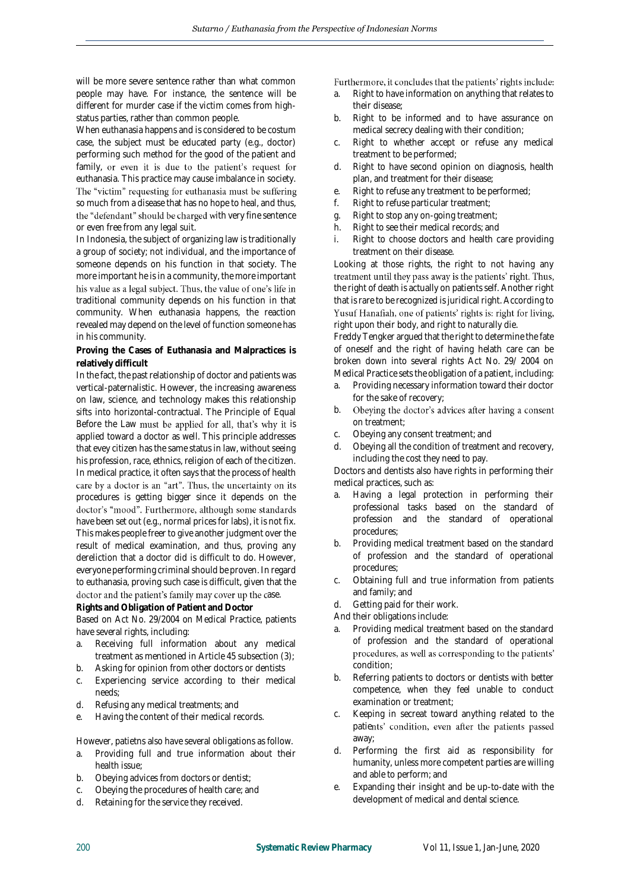will be more severe sentence rather than what common people may have. For instance, the sentence will be different for murder case if the victim comes from high-status parties, rather than common people.

When euthanasia happens and is considered to be costum case, the subject must be educated party (e.g., doctor) performing such method for the good of the patient and family, or even it is due to the patient's request for euthanasia. This practice may cause imbalance in society. The "victim" requesting for euthanasia must be suffering so much from a disease that has no hope to heal, and thus, the "defendant" should be charged with very fine sentence or even free from any legal suit.

In Indonesia, the subject of organizing law is traditionally a group of society; not individual, and the importance of someone depends on his function in that society. The more important he is in a community, the more important his value as a legal subject. Thus, the value of one's life in traditional community depends on his function in that community. When euthanasia happens, the reaction revealed may depend on the level of function someone has in his community.

**Proving the Cases of Euthanasia and Malpractices is relatively difficult**

In the fact, the past relationship of doctor and patients was vertical-paternalistic. However, the increasing awareness on law, science, and technology makes this relationship sifts into horizontal-contractual. The Principle of Equal Before the Law must be applied for all, that's why it is applied toward a doctor as well. This principle addresses that evey citizen has the same status in law, without seeing his profession, race, ethnics, religion of each of the citizen. In medical practice, it often says that the process of health care by a doctor is an "art". Thus, the uncertainty on its procedures is getting bigger since it depends on the doctor's "mood". Furthermore, although some standards have been set out (e.g., normal prices for labs), it is not fix. This makes people freer to give another judgment over the result of medical examination, and thus, proving any dereliction that a doctor did is difficult to do. However, everyone performing criminal should be proven. In regard to euthanasia, proving such case is difficult, given that the doctor and the patient's family may cover up the case.

**Rights and Obligation of Patient and Doctor**

Based on Act No. 29/2004 on Medical Practice, patients have several rights, including:

a. Receiving full information about any medical treatment as mentioned in Article 45 subsection (3);
b. Asking for opinion from other doctors or dentists
c. Experiencing service according to their medical needs;
d. Refusing any medical treatments; and
e. Having the content of their medical records.

However, patietns also have several obligations as follow.

a. Providing full and true information about their health issue;
b. Obeying advices from doctors or dentist;
c. Obeying the procedures of health care; and
d. Retaining for the service they received.

Furthermore, it concludes that the patients' rights include:

a. Right to have information on anything that relates to their disease;
b. Right to be informed and to have assurance on medical secrecy dealing with their condition;
c. Right to whether accept or refuse any medical treatment to be performed;
d. Right to have second opinion on diagnosis, health plan, and treatment for their disease;
e. Right to refuse any treatment to be performed;
f. Right to refuse particular treatment;
g. Right to stop any on-going treatment;
h. Right to see their medical records; and
i. Right to choose doctors and health care providing treatment on their disease.

Looking at those rights, the right to not having any treatment until they pass away is the patients' right. Thus, the right of death is actually on patients self. Another right that is rare to be recognized is juridical right. According to Yusuf Hanafiah, one of patients' rights is: right for living, right upon their body, and right to naturally die.

Freddy Tengker argued that the right to determine the fate of oneself and the right of having helath care can be broken down into several rights Act No. 29/ 2004 on Medical Practice sets the obligation of a patient, including:

a. Providing necessary information toward their doctor for the sake of recovery;
b. Obeying the doctor's advices after having a consent on treatment;
c. Obeying any consent treatment; and
d. Obeying all the condition of treatment and recovery, including the cost they need to pay.

Doctors and dentists also have rights in performing their medical practices, such as:

a. Having a legal protection in performing their professional tasks based on the standard of profession and the standard of operational procedures;
b. Providing medical treatment based on the standard of profession and the standard of operational procedures;
c. Obtaining full and true information from patients and family; and
d. Getting paid for their work.

And their obligations include:

a. Providing medical treatment based on the standard of profession and the standard of operational procedures, as well as corresponding to the patients' condition;
b. Referring patients to doctors or dentists with better competence, when they feel unable to conduct examination or treatment;
c. Keeping in secreat toward anything related to the patients' condition, even after the patients passed away;
d. Performing the first aid as responsibility for humanity, unless more competent parties are willing and able to perform; and
e. Expanding their insight and be up-to-date with the development of medical and dental science.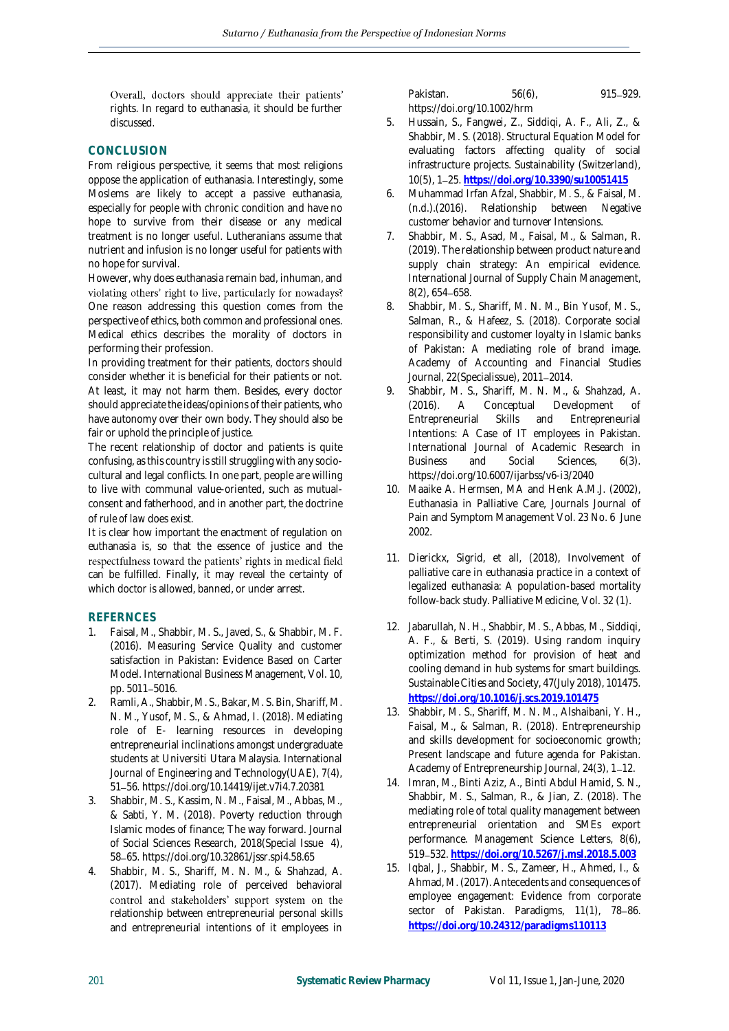Overall, doctors should appreciate their patients' rights. In regard to euthanasia, it should be further discussed.

## CONCLUSION

From religious perspective, it seems that most religions oppose the application of euthanasia. Interestingly, some Moslems are likely to accept a passive euthanasia, especially for people with chronic condition and have no hope to survive from their disease or any medical treatment is no longer useful. Lutheranians assume that nutrient and infusion is no longer useful for patients with no hope for survival.

However, why does euthanasia remain bad, inhuman, and violating others' right to live, particularly for nowadays? One reason addressing this question comes from the perspective of ethics, both common and professional ones. Medical ethics describes the morality of doctors in performing their profession.

In providing treatment for their patients, doctors should consider whether it is beneficial for their patients or not. At least, it may not harm them. Besides, every doctor should appreciate the ideas/opinions of their patients, who have autonomy over their own body. They should also be fair or uphold the principle of justice.

The recent relationship of doctor and patients is quite confusing, as this country is still struggling with any socio-cultural and legal conflicts. In one part, people are willing to live with communal value-oriented, such as mutual-consent and fatherhood, and in another part, the doctrine of rule of law does exist.

It is clear how important the enactment of regulation on euthanasia is, so that the essence of justice and the respectfulness toward the patients' rights in medical field can be fulfilled. Finally, it may reveal the certainty of which doctor is allowed, banned, or under arrest.

## REFERNCES

1. Faisal, M., Shabbir, M. S., Javed, S., & Shabbir, M. F. (2016). Measuring Service Quality and customer satisfaction in Pakistan: Evidence Based on Carter Model. International Business Management, Vol. 10, pp. 5011–5016.
2. Ramli, A., Shabbir, M. S., Bakar, M. S. Bin, Shariff, M. N. M., Yusof, M. S., & Ahmad, I. (2018). Mediating role of E- learning resources in developing entrepreneurial inclinations amongst undergraduate students at Universiti Utara Malaysia. International Journal of Engineering and Technology(UAE), 7(4), 51–56. https://doi.org/10.14419/ijet.v7i4.7.20381
3. Shabbir, M. S., Kassim, N. M., Faisal, M., Abbas, M., & Sabti, Y. M. (2018). Poverty reduction through Islamic modes of finance; The way forward. Journal of Social Sciences Research, 2018(Special Issue 4), 58–65. https://doi.org/10.32861/jssr.spi4.58.65
4. Shabbir, M. S., Shariff, M. N. M., & Shahzad, A. (2017). Mediating role of perceived behavioral control and stakeholders' support system on the relationship between entrepreneurial personal skills and entrepreneurial intentions of it employees in Pakistan. 56(6), 915–929. https://doi.org/10.1002/hrm
5. Hussain, S., Fangwei, Z., Siddiqi, A. F., Ali, Z., & Shabbir, M. S. (2018). Structural Equation Model for evaluating factors affecting quality of social infrastructure projects. Sustainability (Switzerland), 10(5), 1–25. **https://doi.org/10.3390/su10051415**
6. Muhammad Irfan Afzal, Shabbir, M. S., & Faisal, M. (n.d.).(2016). Relationship between Negative customer behavior and turnover Intensions.
7. Shabbir, M. S., Asad, M., Faisal, M., & Salman, R. (2019). The relationship between product nature and supply chain strategy: An empirical evidence. International Journal of Supply Chain Management, 8(2), 654–658.
8. Shabbir, M. S., Shariff, M. N. M., Bin Yusof, M. S., Salman, R., & Hafeez, S. (2018). Corporate social responsibility and customer loyalty in Islamic banks of Pakistan: A mediating role of brand image. Academy of Accounting and Financial Studies Journal, 22(Specialissue), 2011–2014.
9. Shabbir, M. S., Shariff, M. N. M., & Shahzad, A. (2016). A Conceptual Development of Entrepreneurial Skills and Entrepreneurial Intentions: A Case of IT employees in Pakistan. International Journal of Academic Research in Business and Social Sciences, 6(3). https://doi.org/10.6007/ijarbss/v6-i3/2040
10. Maaike A. Hermsen, MA and Henk A.M.J. (2002), Euthanasia in Palliative Care, Journals Journal of Pain and Symptom Management Vol. 23 No. 6 June 2002.
11. Dierickx, Sigrid, et all, (2018), Involvement of palliative care in euthanasia practice in a context of legalized euthanasia: A population-based mortality follow-back study. Palliative Medicine, Vol. 32 (1).
12. Jabarullah, N. H., Shabbir, M. S., Abbas, M., Siddiqi, A. F., & Berti, S. (2019). Using random inquiry optimization method for provision of heat and cooling demand in hub systems for smart buildings. Sustainable Cities and Society, 47(July 2018), 101475. **https://doi.org/10.1016/j.scs.2019.101475**
13. Shabbir, M. S., Shariff, M. N. M., Alshaibani, Y. H., Faisal, M., & Salman, R. (2018). Entrepreneurship and skills development for socioeconomic growth; Present landscape and future agenda for Pakistan. Academy of Entrepreneurship Journal, 24(3), 1–12.
14. Imran, M., Binti Aziz, A., Binti Abdul Hamid, S. N., Shabbir, M. S., Salman, R., & Jian, Z. (2018). The mediating role of total quality management between entrepreneurial orientation and SMEs export performance. Management Science Letters, 8(6), 519–532. **https://doi.org/10.5267/j.msl.2018.5.003**
15. Iqbal, J., Shabbir, M. S., Zameer, H., Ahmed, I., & Ahmad, M. (2017). Antecedents and consequences of employee engagement: Evidence from corporate sector of Pakistan. Paradigms, 11(1), 78–86. **https://doi.org/10.24312/paradigms110113**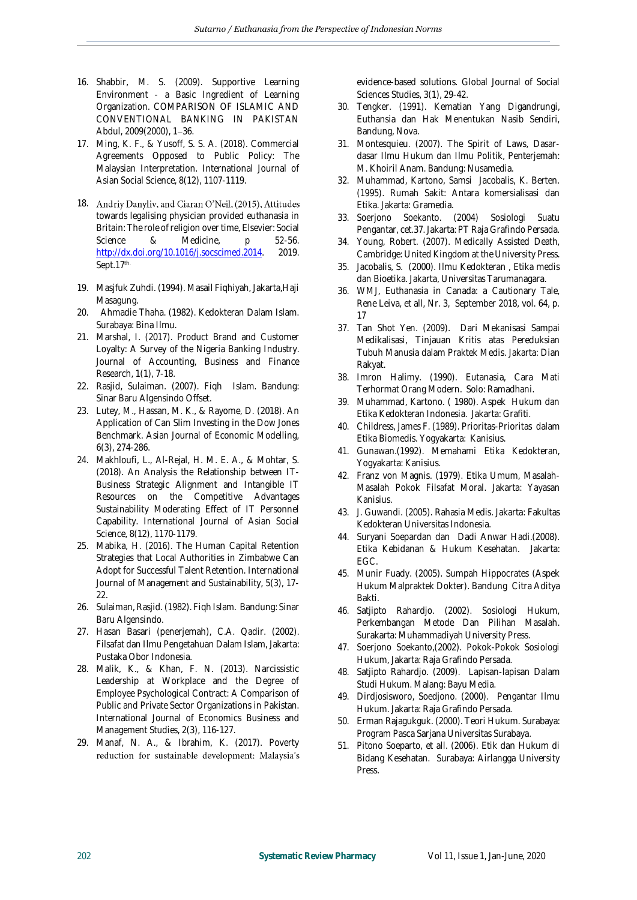16. Shabbir, M. S. (2009). Supportive Learning Environment - a Basic Ingredient of Learning Organization. COMPARISON OF ISLAMIC AND CONVENTIONAL BANKING IN PAKISTAN Abdul, 2009(2000), 1–36.
17. Ming, K. F., & Yusoff, S. S. A. (2018). Commercial Agreements Opposed to Public Policy: The Malaysian Interpretation. International Journal of Asian Social Science, 8(12), 1107-1119.
18. Andriy Danyliv, and Ciaran O'Neil, (2015), Attitudes towards legalising physician provided euthanasia in Britain: The role of religion over time, Elsevier: Social Science & Medicine, p 52-56. http://dx.doi.org/10.1016/j.socscimed.2014. 2019. Sept.17th.
19. Masjfuk Zuhdi. (1994). Masail Fiqhiyah, Jakarta,Haji Masagung.
20. Ahmadie Thaha. (1982). Kedokteran Dalam Islam. Surabaya: Bina Ilmu.
21. Marshal, I. (2017). Product Brand and Customer Loyalty: A Survey of the Nigeria Banking Industry. Journal of Accounting, Business and Finance Research, 1(1), 7-18.
22. Rasjid, Sulaiman. (2007). Fiqh Islam. Bandung: Sinar Baru Algensindo Offset.
23. Lutey, M., Hassan, M. K., & Rayome, D. (2018). An Application of Can Slim Investing in the Dow Jones Benchmark. Asian Journal of Economic Modelling, 6(3), 274-286.
24. Makhloufi, L., Al-Rejal, H. M. E. A., & Mohtar, S. (2018). An Analysis the Relationship between IT-Business Strategic Alignment and Intangible IT Resources on the Competitive Advantages Sustainability Moderating Effect of IT Personnel Capability. International Journal of Asian Social Science, 8(12), 1170-1179.
25. Mabika, H. (2016). The Human Capital Retention Strategies that Local Authorities in Zimbabwe Can Adopt for Successful Talent Retention. International Journal of Management and Sustainability, 5(3), 17-22.
26. Sulaiman, Rasjid. (1982). Fiqh Islam. Bandung: Sinar Baru Algensindo.
27. Hasan Basari (penerjemah), C.A. Qadir. (2002). Filsafat dan Ilmu Pengetahuan Dalam Islam, Jakarta: Pustaka Obor Indonesia.
28. Malik, K., & Khan, F. N. (2013). Narcissistic Leadership at Workplace and the Degree of Employee Psychological Contract: A Comparison of Public and Private Sector Organizations in Pakistan. International Journal of Economics Business and Management Studies, 2(3), 116-127.
29. Manaf, N. A., & Ibrahim, K. (2017). Poverty reduction for sustainable development: Malaysia's evidence-based solutions. Global Journal of Social Sciences Studies, 3(1), 29-42.
30. Tengker. (1991). Kematian Yang Digandrungi, Euthansia dan Hak Menentukan Nasib Sendiri, Bandung, Nova.
31. Montesquieu. (2007). The Spirit of Laws, Dasar-dasar Ilmu Hukum dan Ilmu Politik, Penterjemah: M. Khoiril Anam. Bandung: Nusamedia.
32. Muhammad, Kartono, Samsi Jacobalis, K. Berten. (1995). Rumah Sakit: Antara komersialisasi dan Etika. Jakarta: Gramedia.
33. Soerjono Soekanto. (2004) Sosiologi Suatu Pengantar, cet.37. Jakarta: PT Raja Grafindo Persada.
34. Young, Robert. (2007). Medically Assisted Death, Cambridge: United Kingdom at the University Press.
35. Jacobalis, S. (2000). Ilmu Kedokteran , Etika medis dan Bioetika. Jakarta, Universitas Tarumanagara.
36. WMJ, Euthanasia in Canada: a Cautionary Tale, Rene Leiva, et all, Nr. 3, September 2018, vol. 64, p. 17
37. Tan Shot Yen. (2009). Dari Mekanisasi Sampai Medikalisasi, Tinjauan Kritis atas Pereduksian Tubuh Manusia dalam Praktek Medis. Jakarta: Dian Rakyat.
38. Imron Halimy. (1990). Eutanasia, Cara Mati Terhormat Orang Modern. Solo: Ramadhani.
39. Muhammad, Kartono. ( 1980). Aspek Hukum dan Etika Kedokteran Indonesia. Jakarta: Grafiti.
40. Childress, James F. (1989). Prioritas-Prioritas dalam Etika Biomedis. Yogyakarta: Kanisius.
41. Gunawan.(1992). Memahami Etika Kedokteran, Yogyakarta: Kanisius.
42. Franz von Magnis. (1979). Etika Umum, Masalah-Masalah Pokok Filsafat Moral. Jakarta: Yayasan Kanisius.
43. J. Guwandi. (2005). Rahasia Medis. Jakarta: Fakultas Kedokteran Universitas Indonesia.
44. Suryani Soepardan dan Dadi Anwar Hadi.(2008). Etika Kebidanan & Hukum Kesehatan. Jakarta: EGC.
45. Munir Fuady. (2005). Sumpah Hippocrates (Aspek Hukum Malpraktek Dokter). Bandung Citra Aditya Bakti.
46. Satjipto Rahardjo. (2002). Sosiologi Hukum, Perkembangan Metode Dan Pilihan Masalah. Surakarta: Muhammadiyah University Press.
47. Soerjono Soekanto,(2002). Pokok-Pokok Sosiologi Hukum, Jakarta: Raja Grafindo Persada.
48. Satjipto Rahardjo. (2009). Lapisan-lapisan Dalam Studi Hukum. Malang: Bayu Media.
49. Dirdjosisworo, Soedjono. (2000). Pengantar Ilmu Hukum. Jakarta: Raja Grafindo Persada.
50. Erman Rajagukguk. (2000). Teori Hukum. Surabaya: Program Pasca Sarjana Universitas Surabaya.
51. Pitono Soeparto, et all. (2006). Etik dan Hukum di Bidang Kesehatan. Surabaya: Airlangga University Press.